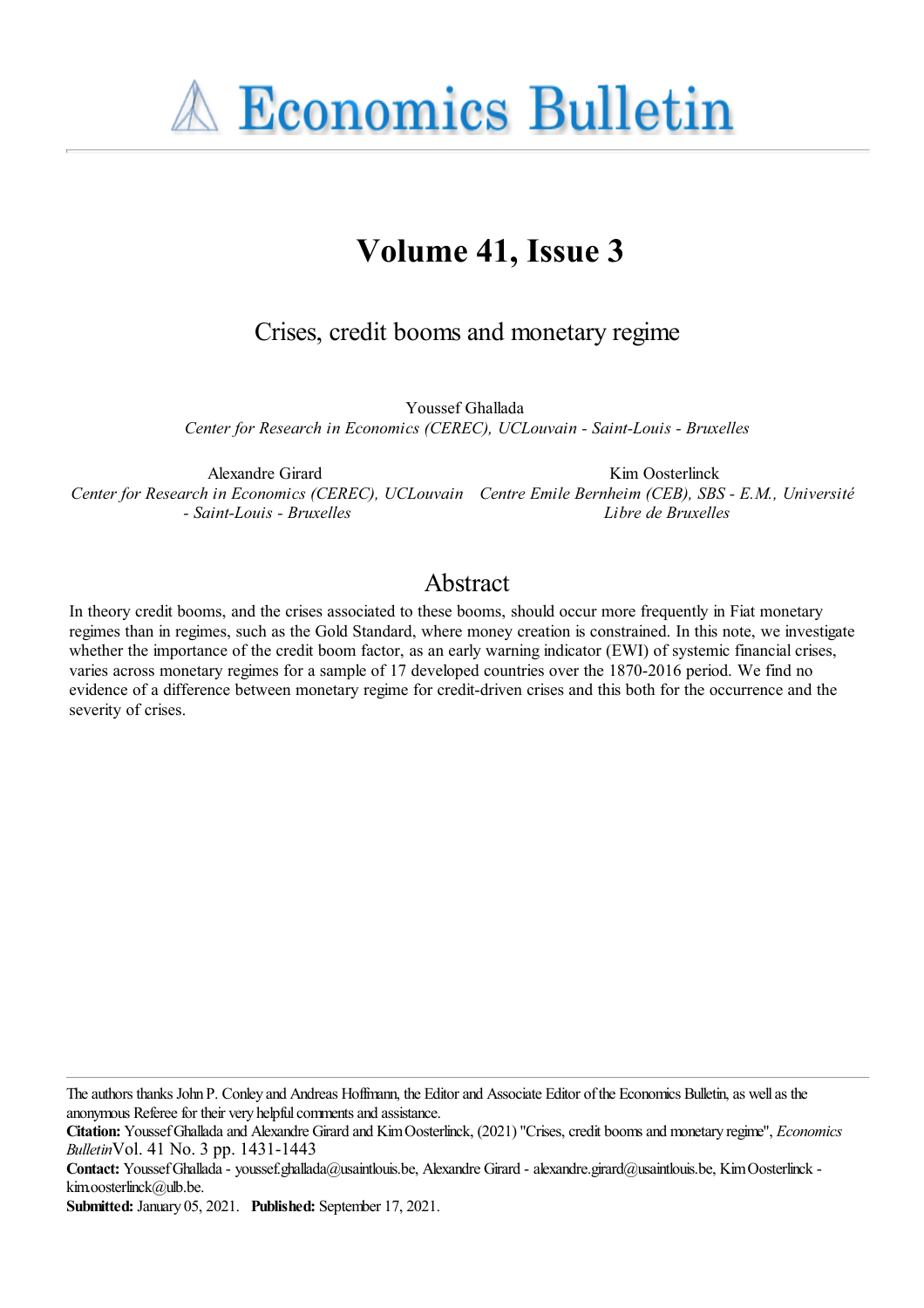# Economics Bulletin

## Volume 41, Issue 3

### Crises, credit booms and monetary regime

Youssef Ghallada
*Center for Research in Economics (CEREC), UCLouvain - Saint-Louis - Bruxelles*

Alexandre Girard
*Center for Research in Economics (CEREC), UCLouvain - Saint-Louis - Bruxelles*

Kim Oosterlinck
*Centre Emile Bernheim (CEB), SBS - E.M., Université Libre de Bruxelles*

## Abstract

In theory credit booms, and the crises associated to these booms, should occur more frequently in Fiat monetary regimes than in regimes, such as the Gold Standard, where money creation is constrained. In this note, we investigate whether the importance of the credit boom factor, as an early warning indicator (EWI) of systemic financial crises, varies across monetary regimes for a sample of 17 developed countries over the 1870-2016 period. We find no evidence of a difference between monetary regime for credit-driven crises and this both for the occurrence and the severity of crises.

The authors thanks John P. Conley and Andreas Hoffmann, the Editor and Associate Editor of the Economics Bulletin, as well as the anonymous Referee for their very helpful comments and assistance.

**Citation:** Youssef Ghallada and Alexandre Girard and Kim Oosterlinck, (2021) "Crises, credit booms and monetary regime", *Economics Bulletin* Vol. 41 No. 3 pp. 1431-1443

**Contact:** Youssef Ghallada - youssef.ghallada@usaintlouis.be, Alexandre Girard - alexandre.girard@usaintlouis.be, Kim Oosterlinck - kim.oosterlinck@ulb.be.

**Submitted:** January 05, 2021. **Published:** September 17, 2021.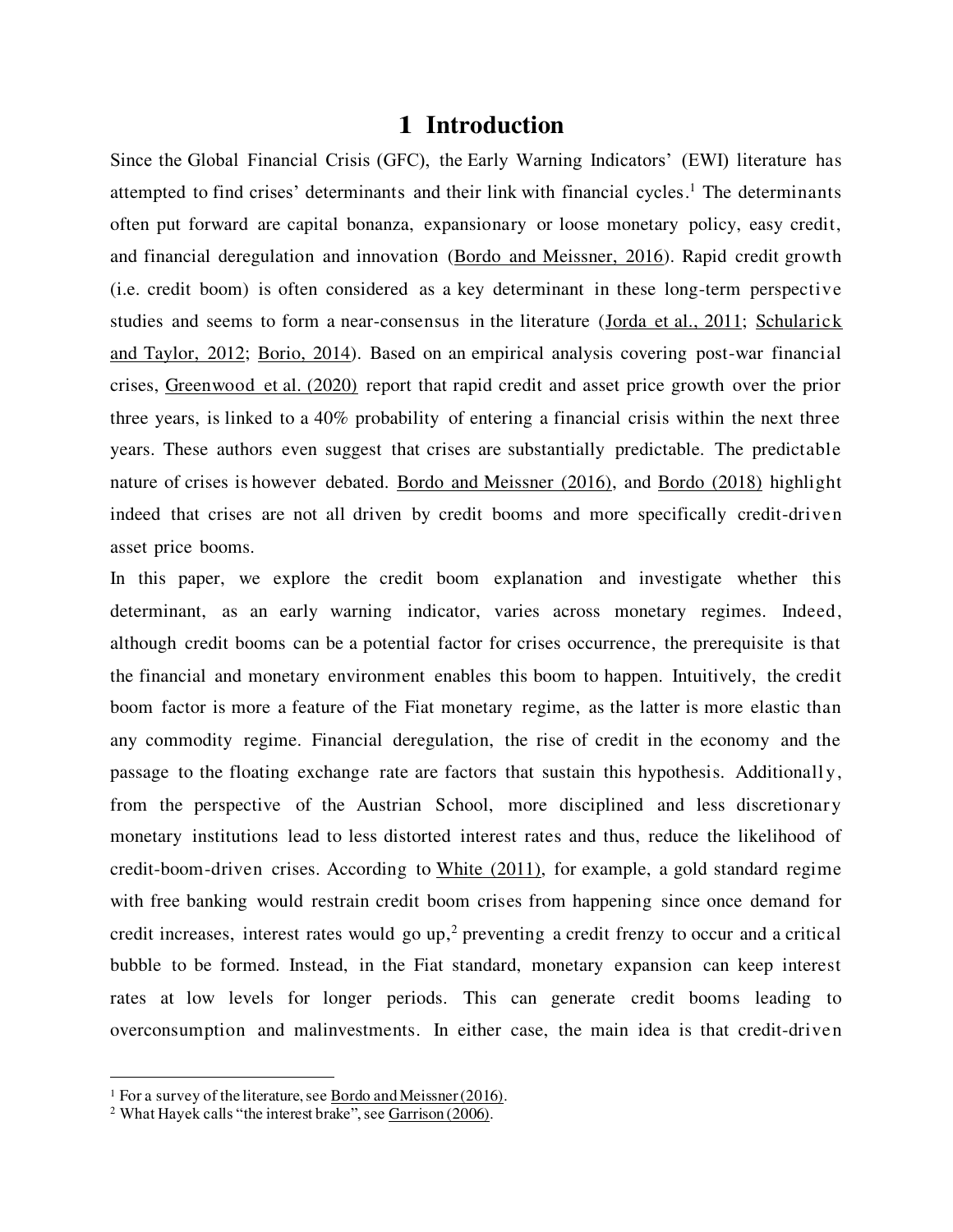# 1 Introduction

Since the Global Financial Crisis (GFC), the Early Warning Indicators' (EWI) literature has attempted to find crises' determinants and their link with financial cycles.[1] The determinants often put forward are capital bonanza, expansionary or loose monetary policy, easy credit, and financial deregulation and innovation (Bordo and Meissner, 2016). Rapid credit growth (i.e. credit boom) is often considered as a key determinant in these long-term perspective studies and seems to form a near-consensus in the literature (Jorda et al., 2011; Schularick and Taylor, 2012; Borio, 2014). Based on an empirical analysis covering post-war financial crises, Greenwood et al. (2020) report that rapid credit and asset price growth over the prior three years, is linked to a 40% probability of entering a financial crisis within the next three years. These authors even suggest that crises are substantially predictable. The predictable nature of crises is however debated. Bordo and Meissner (2016), and Bordo (2018) highlight indeed that crises are not all driven by credit booms and more specifically credit-driven asset price booms.

In this paper, we explore the credit boom explanation and investigate whether this determinant, as an early warning indicator, varies across monetary regimes. Indeed, although credit booms can be a potential factor for crises occurrence, the prerequisite is that the financial and monetary environment enables this boom to happen. Intuitively, the credit boom factor is more a feature of the Fiat monetary regime, as the latter is more elastic than any commodity regime. Financial deregulation, the rise of credit in the economy and the passage to the floating exchange rate are factors that sustain this hypothesis. Additionally, from the perspective of the Austrian School, more disciplined and less discretionary monetary institutions lead to less distorted interest rates and thus, reduce the likelihood of credit-boom-driven crises. According to White (2011), for example, a gold standard regime with free banking would restrain credit boom crises from happening since once demand for credit increases, interest rates would go up,[2] preventing a credit frenzy to occur and a critical bubble to be formed. Instead, in the Fiat standard, monetary expansion can keep interest rates at low levels for longer periods. This can generate credit booms leading to overconsumption and malinvestments. In either case, the main idea is that credit-driven

[1] For a survey of the literature, see Bordo and Meissner (2016).

[2] What Hayek calls "the interest brake", see Garrison (2006).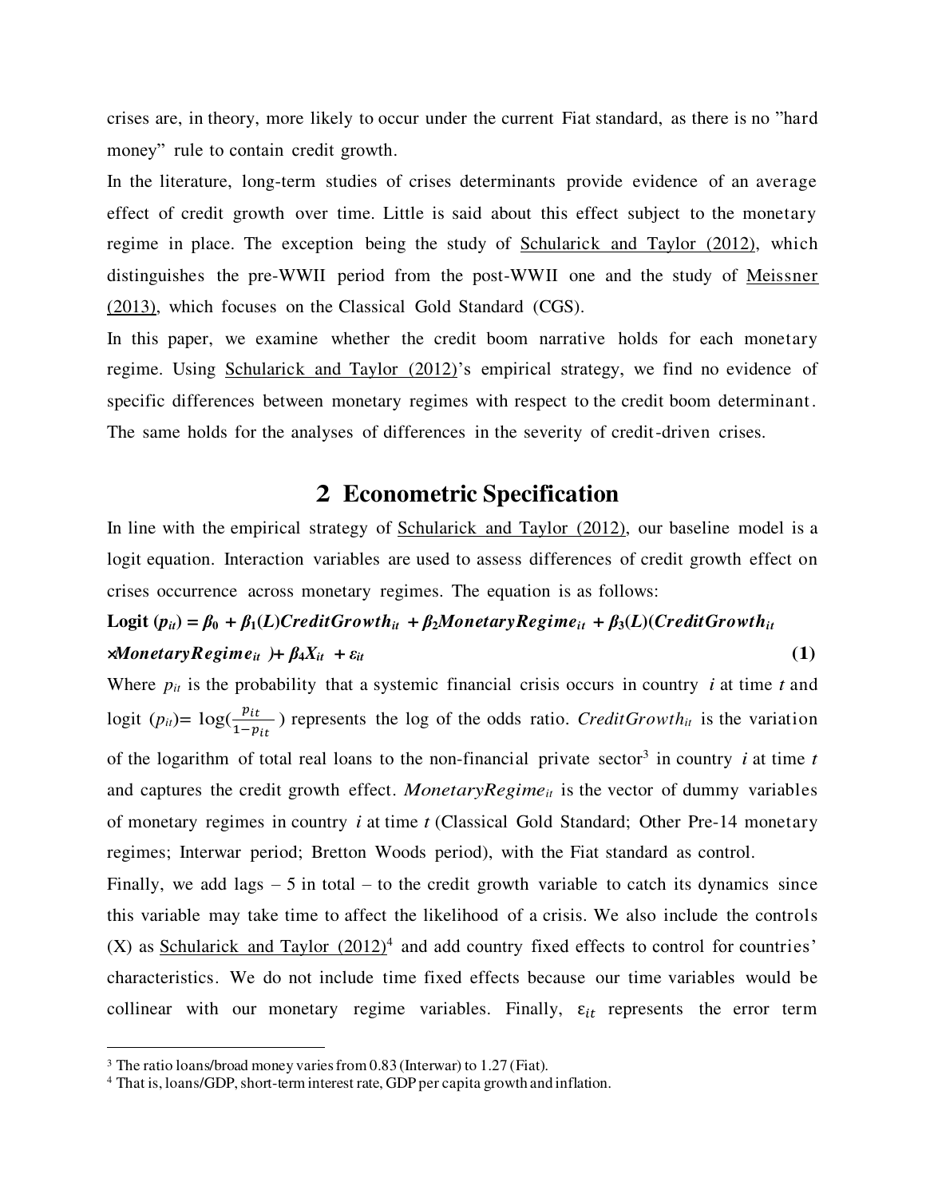crises are, in theory, more likely to occur under the current Fiat standard, as there is no "hard money" rule to contain credit growth.

In the literature, long-term studies of crises determinants provide evidence of an average effect of credit growth over time. Little is said about this effect subject to the monetary regime in place. The exception being the study of Schularick and Taylor (2012), which distinguishes the pre-WWII period from the post-WWII one and the study of Meissner (2013), which focuses on the Classical Gold Standard (CGS).

In this paper, we examine whether the credit boom narrative holds for each monetary regime. Using Schularick and Taylor (2012)'s empirical strategy, we find no evidence of specific differences between monetary regimes with respect to the credit boom determinant. The same holds for the analyses of differences in the severity of credit-driven crises.

## 2 Econometric Specification

In line with the empirical strategy of Schularick and Taylor (2012), our baseline model is a logit equation. Interaction variables are used to assess differences of credit growth effect on crises occurrence across monetary regimes. The equation is as follows:

$$\textbf{Logit}\ (p_{it}) = \beta_0 + \beta_1(L)CreditGrowth_{it} + \beta_2 MonetaryRegime_{it} + \beta_3(L)(CreditGrowth_{it} \times MonetaryRegime_{it}) + \beta_4 X_{it} + \varepsilon_{it} \qquad \textbf{(1)}$$

Where $p_{it}$ is the probability that a systemic financial crisis occurs in country $i$ at time $t$ and logit $(p_{it})= \log(\frac{p_{it}}{1-p_{it}})$ represents the log of the odds ratio. $CreditGrowth_{it}$ is the variation of the logarithm of total real loans to the non-financial private sector[3] in country $i$ at time $t$ and captures the credit growth effect. $MonetaryRegime_{it}$ is the vector of dummy variables of monetary regimes in country $i$ at time $t$ (Classical Gold Standard; Other Pre-14 monetary regimes; Interwar period; Bretton Woods period), with the Fiat standard as control.

Finally, we add lags – 5 in total – to the credit growth variable to catch its dynamics since this variable may take time to affect the likelihood of a crisis. We also include the controls (X) as Schularick and Taylor (2012)[4] and add country fixed effects to control for countries' characteristics. We do not include time fixed effects because our time variables would be collinear with our monetary regime variables. Finally, $\varepsilon_{it}$ represents the error term

[3] The ratio loans/broad money varies from 0.83 (Interwar) to 1.27 (Fiat).

[4] That is, loans/GDP, short-term interest rate, GDP per capita growth and inflation.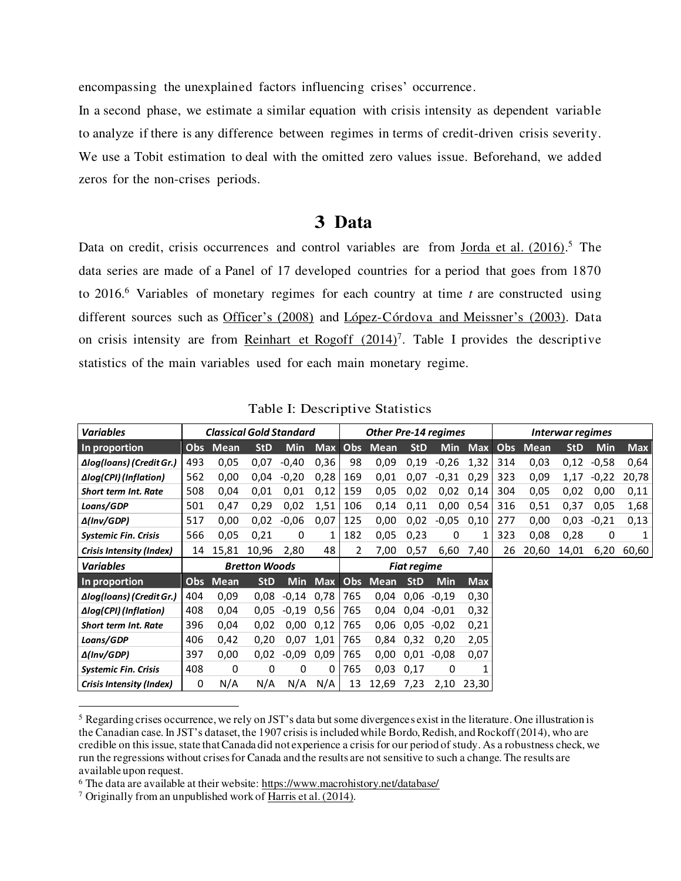encompassing the unexplained factors influencing crises' occurrence.

In a second phase, we estimate a similar equation with crisis intensity as dependent variable to analyze if there is any difference between regimes in terms of credit-driven crisis severity. We use a Tobit estimation to deal with the omitted zero values issue. Beforehand, we added zeros for the non-crises periods.

# 3 Data

Data on credit, crisis occurrences and control variables are from Jorda et al. (2016).[5] The data series are made of a Panel of 17 developed countries for a period that goes from 1870 to 2016.[6] Variables of monetary regimes for each country at time *t* are constructed using different sources such as Officer's (2008) and López-Córdova and Meissner's (2003). Data on crisis intensity are from Reinhart et Rogoff (2014)[7]. Table I provides the descriptive statistics of the main variables used for each main monetary regime.

Table I: Descriptive Statistics

| *Variables* | *Classical Gold Standard* | | | | | *Other Pre-14 regimes* | | | | | *Interwar regimes* | | | | |
|---|---|---|---|---|---|---|---|---|---|---|---|---|---|---|---|
| **In proportion** | **Obs** | **Mean** | **StD** | **Min** | **Max** | **Obs** | **Mean** | **StD** | **Min** | **Max** | **Obs** | **Mean** | **StD** | **Min** | **Max** |
| ***Δlog(loans) (Credit Gr.)*** | 493 | 0,05 | 0,07 | -0,40 | 0,36 | 98 | 0,09 | 0,19 | -0,26 | 1,32 | 314 | 0,03 | 0,12 | -0,58 | 0,64 |
| ***Δlog(CPI) (Inflation)*** | 562 | 0,00 | 0,04 | -0,20 | 0,28 | 169 | 0,01 | 0,07 | -0,31 | 0,29 | 323 | 0,09 | 1,17 | -0,22 | 20,78 |
| ***Short term Int. Rate*** | 508 | 0,04 | 0,01 | 0,01 | 0,12 | 159 | 0,05 | 0,02 | 0,02 | 0,14 | 304 | 0,05 | 0,02 | 0,00 | 0,11 |
| ***Loans/GDP*** | 501 | 0,47 | 0,29 | 0,02 | 1,51 | 106 | 0,14 | 0,11 | 0,00 | 0,54 | 316 | 0,51 | 0,37 | 0,05 | 1,68 |
| ***Δ(Inv/GDP)*** | 517 | 0,00 | 0,02 | -0,06 | 0,07 | 125 | 0,00 | 0,02 | -0,05 | 0,10 | 277 | 0,00 | 0,03 | -0,21 | 0,13 |
| ***Systemic Fin. Crisis*** | 566 | 0,05 | 0,21 | 0 | 1 | 182 | 0,05 | 0,23 | 0 | 1 | 323 | 0,08 | 0,28 | 0 | 1 |
| ***Crisis Intensity (Index)*** | 14 | 15,81 | 10,96 | 2,80 | 48 | 2 | 7,00 | 0,57 | 6,60 | 7,40 | 26 | 20,60 | 14,01 | 6,20 | 60,60 |
| *Variables* | *Bretton Woods* | | | | | *Fiat regime* | | | | | | | | | |
| **In proportion** | **Obs** | **Mean** | **StD** | **Min** | **Max** | **Obs** | **Mean** | **StD** | **Min** | **Max** | | | | | |
| ***Δlog(loans) (Credit Gr.)*** | 404 | 0,09 | 0,08 | -0,14 | 0,78 | 765 | 0,04 | 0,06 | -0,19 | 0,30 | | | | | |
| ***Δlog(CPI) (Inflation)*** | 408 | 0,04 | 0,05 | -0,19 | 0,56 | 765 | 0,04 | 0,04 | -0,01 | 0,32 | | | | | |
| ***Short term Int. Rate*** | 396 | 0,04 | 0,02 | 0,00 | 0,12 | 765 | 0,06 | 0,05 | -0,02 | 0,21 | | | | | |
| ***Loans/GDP*** | 406 | 0,42 | 0,20 | 0,07 | 1,01 | 765 | 0,84 | 0,32 | 0,20 | 2,05 | | | | | |
| ***Δ(Inv/GDP)*** | 397 | 0,00 | 0,02 | -0,09 | 0,09 | 765 | 0,00 | 0,01 | -0,08 | 0,07 | | | | | |
| ***Systemic Fin. Crisis*** | 408 | 0 | 0 | 0 | 0 | 765 | 0,03 | 0,17 | 0 | 1 | | | | | |
| ***Crisis Intensity (Index)*** | 0 | N/A | N/A | N/A | N/A | 13 | 12,69 | 7,23 | 2,10 | 23,30 | | | | | |

[5] Regarding crises occurrence, we rely on JST's data but some divergences exist in the literature. One illustration is the Canadian case. In JST's dataset, the 1907 crisis is included while Bordo, Redish, and Rockoff (2014), who are credible on this issue, state that Canada did not experience a crisis for our period of study. As a robustness check, we run the regressions without crises for Canada and the results are not sensitive to such a change. The results are available upon request.

[6] The data are available at their website: https://www.macrohistory.net/database/

[7] Originally from an unpublished work of Harris et al. (2014).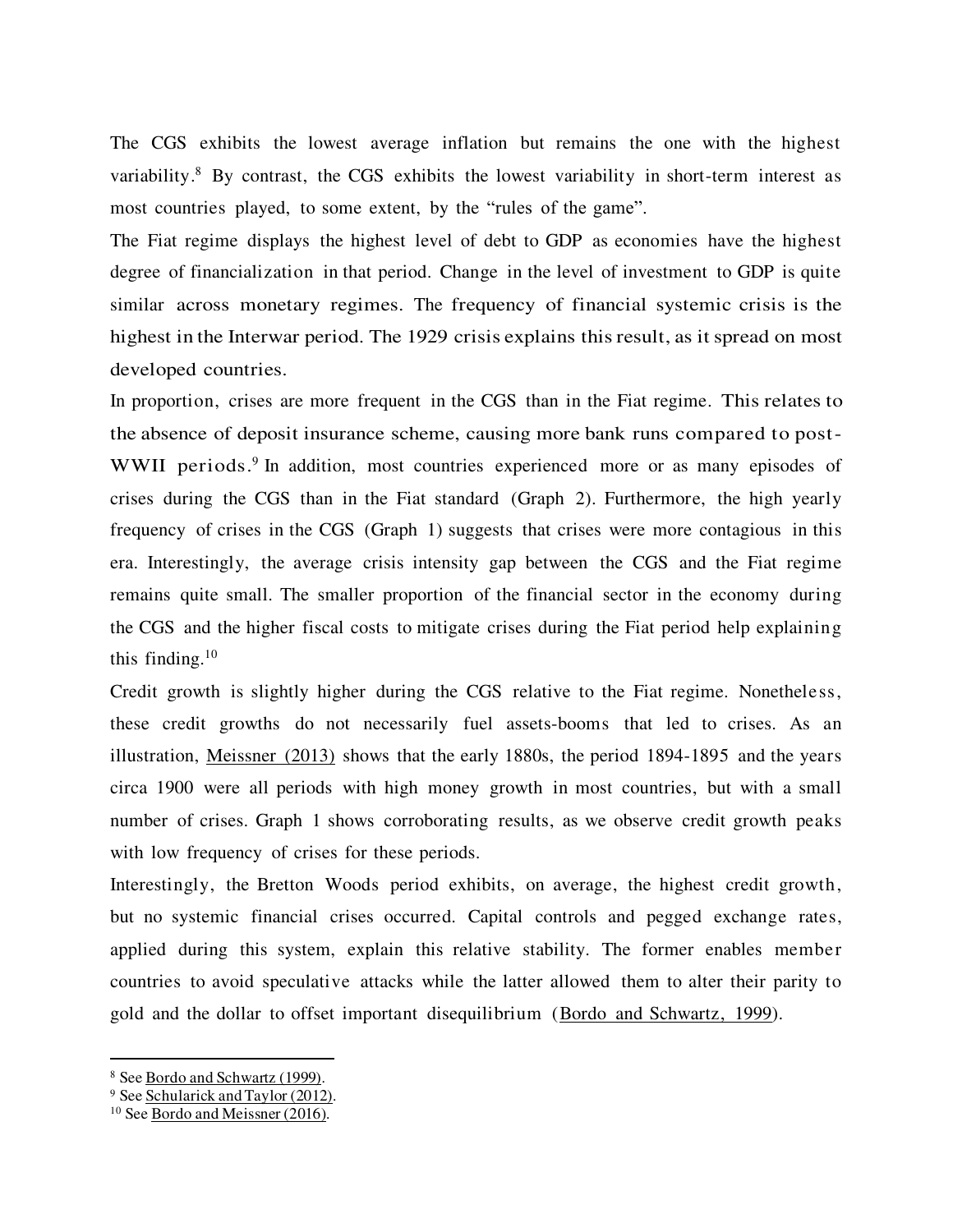The CGS exhibits the lowest average inflation but remains the one with the highest variability.[8] By contrast, the CGS exhibits the lowest variability in short-term interest as most countries played, to some extent, by the "rules of the game".

The Fiat regime displays the highest level of debt to GDP as economies have the highest degree of financialization in that period. Change in the level of investment to GDP is quite similar across monetary regimes. The frequency of financial systemic crisis is the highest in the Interwar period. The 1929 crisis explains this result, as it spread on most developed countries.

In proportion, crises are more frequent in the CGS than in the Fiat regime. This relates to the absence of deposit insurance scheme, causing more bank runs compared to post-WWII periods.[9] In addition, most countries experienced more or as many episodes of crises during the CGS than in the Fiat standard (Graph 2). Furthermore, the high yearly frequency of crises in the CGS (Graph 1) suggests that crises were more contagious in this era. Interestingly, the average crisis intensity gap between the CGS and the Fiat regime remains quite small. The smaller proportion of the financial sector in the economy during the CGS and the higher fiscal costs to mitigate crises during the Fiat period help explaining this finding.[10]

Credit growth is slightly higher during the CGS relative to the Fiat regime. Nonetheless, these credit growths do not necessarily fuel assets-booms that led to crises. As an illustration, Meissner (2013) shows that the early 1880s, the period 1894-1895 and the years circa 1900 were all periods with high money growth in most countries, but with a small number of crises. Graph 1 shows corroborating results, as we observe credit growth peaks with low frequency of crises for these periods.

Interestingly, the Bretton Woods period exhibits, on average, the highest credit growth, but no systemic financial crises occurred. Capital controls and pegged exchange rates, applied during this system, explain this relative stability. The former enables member countries to avoid speculative attacks while the latter allowed them to alter their parity to gold and the dollar to offset important disequilibrium (Bordo and Schwartz, 1999).

---

[8] See Bordo and Schwartz (1999).

[9] See Schularick and Taylor (2012).

[10] See Bordo and Meissner (2016).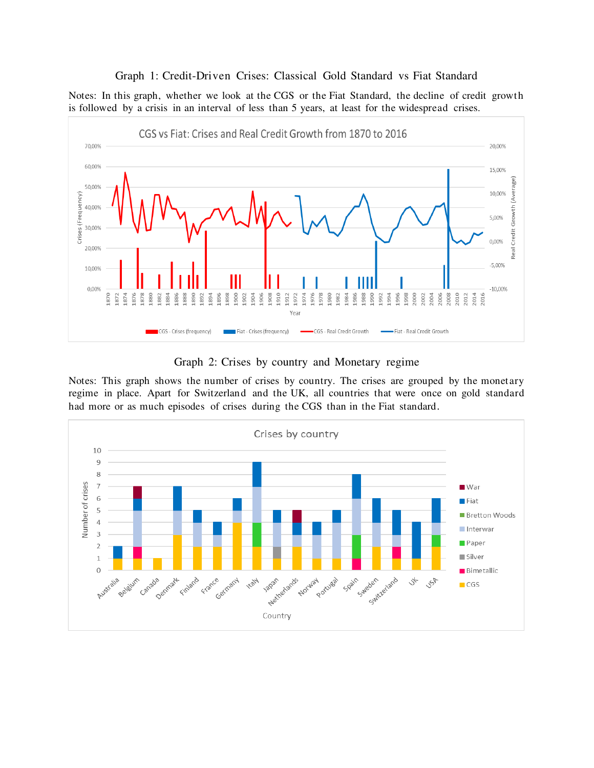Graph 1: Credit-Driven Crises: Classical Gold Standard vs Fiat Standard

Notes: In this graph, whether we look at the CGS or the Fiat Standard, the decline of credit growth is followed by a crisis in an interval of less than 5 years, at least for the widespread crises.

Graph 2: Crises by country and Monetary regime

Notes: This graph shows the number of crises by country. The crises are grouped by the monetary regime in place. Apart for Switzerland and the UK, all countries that were once on gold standard had more or as much episodes of crises during the CGS than in the Fiat standard.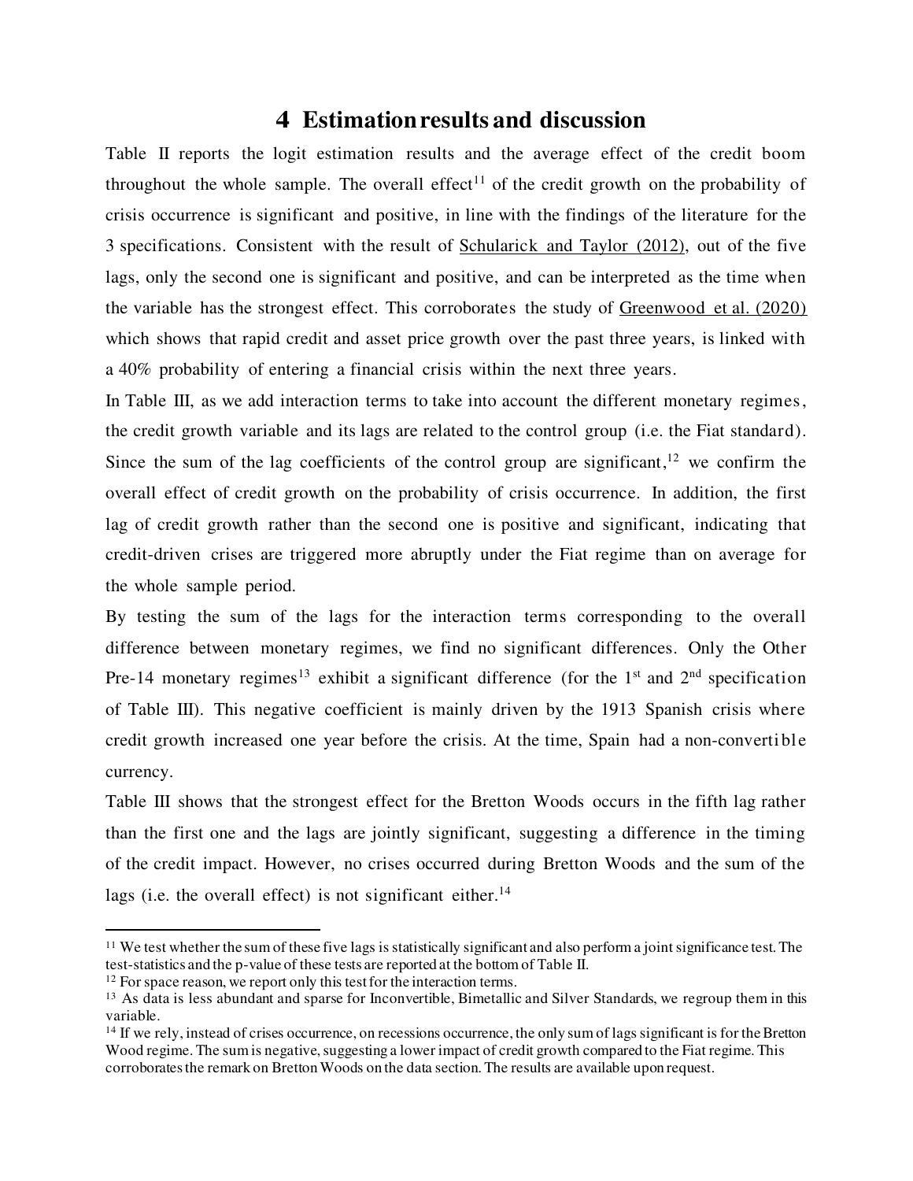# 4 Estimation results and discussion

Table II reports the logit estimation results and the average effect of the credit boom throughout the whole sample. The overall effect[11] of the credit growth on the probability of crisis occurrence is significant and positive, in line with the findings of the literature for the 3 specifications. Consistent with the result of Schularick and Taylor (2012), out of the five lags, only the second one is significant and positive, and can be interpreted as the time when the variable has the strongest effect. This corroborates the study of Greenwood et al. (2020) which shows that rapid credit and asset price growth over the past three years, is linked with a 40% probability of entering a financial crisis within the next three years.

In Table III, as we add interaction terms to take into account the different monetary regimes, the credit growth variable and its lags are related to the control group (i.e. the Fiat standard). Since the sum of the lag coefficients of the control group are significant,[12] we confirm the overall effect of credit growth on the probability of crisis occurrence. In addition, the first lag of credit growth rather than the second one is positive and significant, indicating that credit-driven crises are triggered more abruptly under the Fiat regime than on average for the whole sample period.

By testing the sum of the lags for the interaction terms corresponding to the overall difference between monetary regimes, we find no significant differences. Only the Other Pre-14 monetary regimes[13] exhibit a significant difference (for the 1st and 2nd specification of Table III). This negative coefficient is mainly driven by the 1913 Spanish crisis where credit growth increased one year before the crisis. At the time, Spain had a non-convertible currency.

Table III shows that the strongest effect for the Bretton Woods occurs in the fifth lag rather than the first one and the lags are jointly significant, suggesting a difference in the timing of the credit impact. However, no crises occurred during Bretton Woods and the sum of the lags (i.e. the overall effect) is not significant either.[14]

---

[11] We test whether the sum of these five lags is statistically significant and also perform a joint significance test. The test-statistics and the p-value of these tests are reported at the bottom of Table II.

[12] For space reason, we report only this test for the interaction terms.

[13] As data is less abundant and sparse for Inconvertible, Bimetallic and Silver Standards, we regroup them in this variable.

[14] If we rely, instead of crises occurrence, on recessions occurrence, the only sum of lags significant is for the Bretton Wood regime. The sum is negative, suggesting a lower impact of credit growth compared to the Fiat regime. This corroborates the remark on Bretton Woods on the data section. The results are available upon request.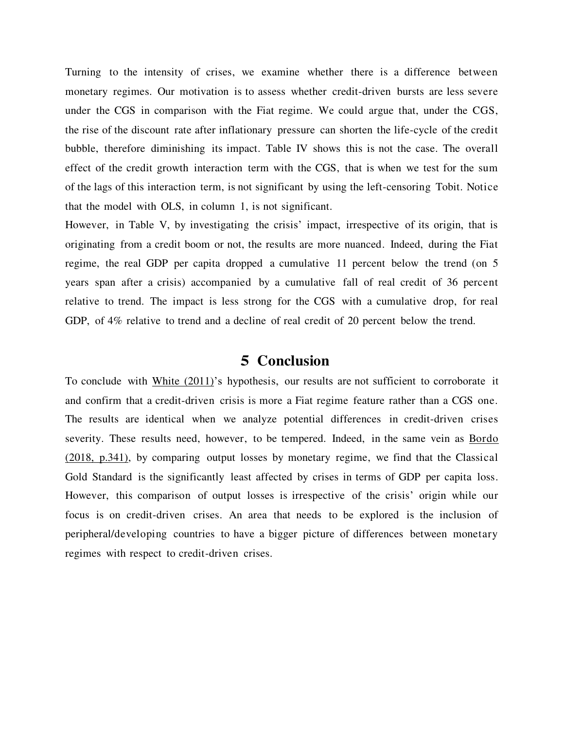Turning to the intensity of crises, we examine whether there is a difference between monetary regimes. Our motivation is to assess whether credit-driven bursts are less severe under the CGS in comparison with the Fiat regime. We could argue that, under the CGS, the rise of the discount rate after inflationary pressure can shorten the life-cycle of the credit bubble, therefore diminishing its impact. Table IV shows this is not the case. The overall effect of the credit growth interaction term with the CGS, that is when we test for the sum of the lags of this interaction term, is not significant by using the left-censoring Tobit. Notice that the model with OLS, in column 1, is not significant.

However, in Table V, by investigating the crisis' impact, irrespective of its origin, that is originating from a credit boom or not, the results are more nuanced. Indeed, during the Fiat regime, the real GDP per capita dropped a cumulative 11 percent below the trend (on 5 years span after a crisis) accompanied by a cumulative fall of real credit of 36 percent relative to trend. The impact is less strong for the CGS with a cumulative drop, for real GDP, of 4% relative to trend and a decline of real credit of 20 percent below the trend.

# 5 Conclusion

To conclude with White (2011)'s hypothesis, our results are not sufficient to corroborate it and confirm that a credit-driven crisis is more a Fiat regime feature rather than a CGS one. The results are identical when we analyze potential differences in credit-driven crises severity. These results need, however, to be tempered. Indeed, in the same vein as Bordo (2018, p.341), by comparing output losses by monetary regime, we find that the Classical Gold Standard is the significantly least affected by crises in terms of GDP per capita loss. However, this comparison of output losses is irrespective of the crisis' origin while our focus is on credit-driven crises. An area that needs to be explored is the inclusion of peripheral/developing countries to have a bigger picture of differences between monetary regimes with respect to credit-driven crises.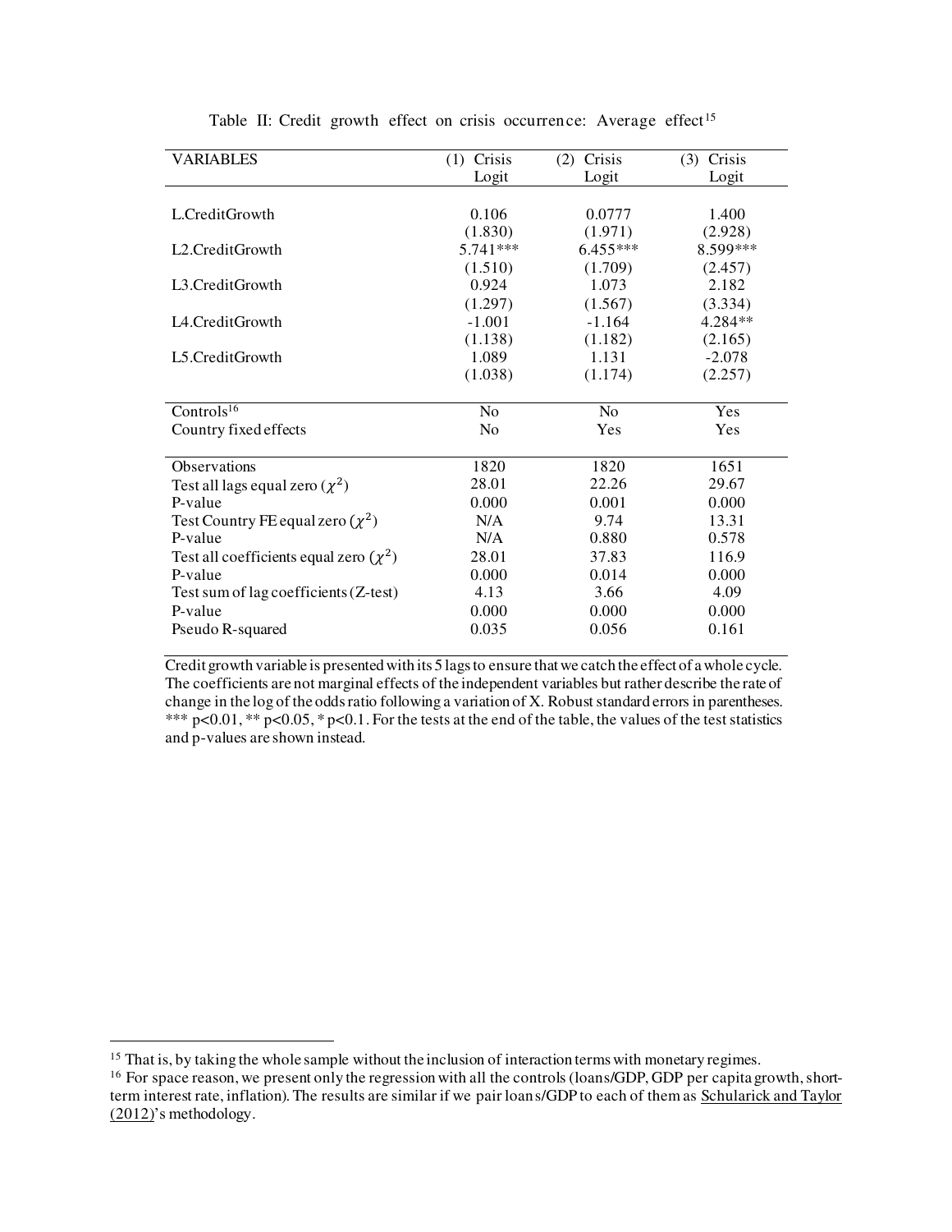Table II: Credit growth effect on crisis occurrence: Average effect[15]

| VARIABLES | (1) Crisis Logit | (2) Crisis Logit | (3) Crisis Logit |
|---|---|---|---|
| L.CreditGrowth | 0.106 | 0.0777 | 1.400 |
| | (1.830) | (1.971) | (2.928) |
| L2.CreditGrowth | 5.741*** | 6.455*** | 8.599*** |
| | (1.510) | (1.709) | (2.457) |
| L3.CreditGrowth | 0.924 | 1.073 | 2.182 |
| | (1.297) | (1.567) | (3.334) |
| L4.CreditGrowth | -1.001 | -1.164 | 4.284** |
| | (1.138) | (1.182) | (2.165) |
| L5.CreditGrowth | 1.089 | 1.131 | -2.078 |
| | (1.038) | (1.174) | (2.257) |
| Controls[16] | No | No | Yes |
| Country fixed effects | No | Yes | Yes |
| Observations | 1820 | 1820 | 1651 |
| Test all lags equal zero ($\chi^2$) | 28.01 | 22.26 | 29.67 |
| P-value | 0.000 | 0.001 | 0.000 |
| Test Country FE equal zero ($\chi^2$) | N/A | 9.74 | 13.31 |
| P-value | N/A | 0.880 | 0.578 |
| Test all coefficients equal zero ($\chi^2$) | 28.01 | 37.83 | 116.9 |
| P-value | 0.000 | 0.014 | 0.000 |
| Test sum of lag coefficients (Z-test) | 4.13 | 3.66 | 4.09 |
| P-value | 0.000 | 0.000 | 0.000 |
| Pseudo R-squared | 0.035 | 0.056 | 0.161 |

Credit growth variable is presented with its 5 lags to ensure that we catch the effect of a whole cycle. The coefficients are not marginal effects of the independent variables but rather describe the rate of change in the log of the odds ratio following a variation of X. Robust standard errors in parentheses. *** p<0.01, ** p<0.05, * p<0.1. For the tests at the end of the table, the values of the test statistics and p-values are shown instead.

[15] That is, by taking the whole sample without the inclusion of interaction terms with monetary regimes.

[16] For space reason, we present only the regression with all the controls (loans/GDP, GDP per capita growth, short-term interest rate, inflation). The results are similar if we pair loans/GDP to each of them as Schularick and Taylor (2012)'s methodology.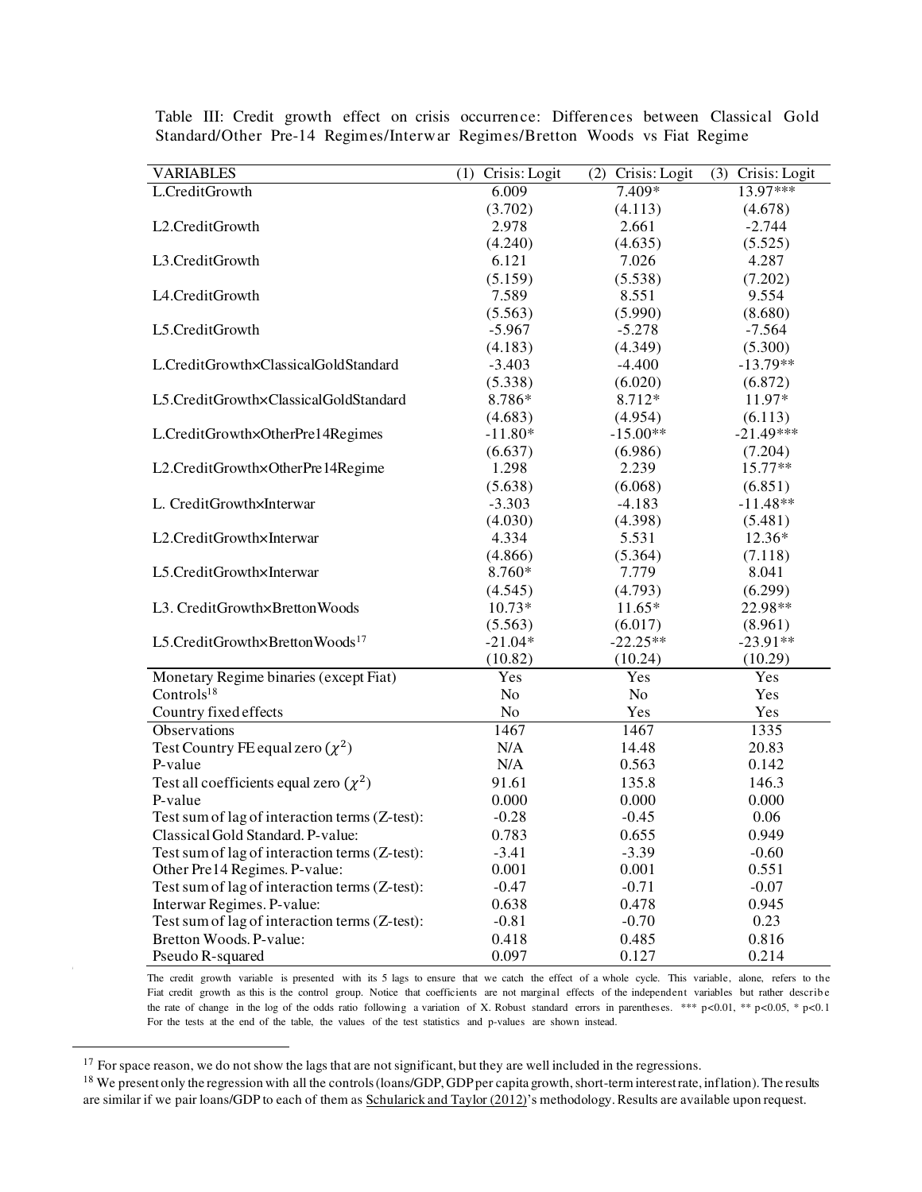Table III: Credit growth effect on crisis occurrence: Differences between Classical Gold Standard/Other Pre-14 Regimes/Interwar Regimes/Bretton Woods vs Fiat Regime

| VARIABLES | (1) Crisis: Logit | (2) Crisis: Logit | (3) Crisis: Logit |
|---|---|---|---|
| L.CreditGrowth | 6.009 | 7.409* | 13.97*** |
| | (3.702) | (4.113) | (4.678) |
| L2.CreditGrowth | 2.978 | 2.661 | -2.744 |
| | (4.240) | (4.635) | (5.525) |
| L3.CreditGrowth | 6.121 | 7.026 | 4.287 |
| | (5.159) | (5.538) | (7.202) |
| L4.CreditGrowth | 7.589 | 8.551 | 9.554 |
| | (5.563) | (5.990) | (8.680) |
| L5.CreditGrowth | -5.967 | -5.278 | -7.564 |
| | (4.183) | (4.349) | (5.300) |
| L.CreditGrowth×ClassicalGoldStandard | -3.403 | -4.400 | -13.79** |
| | (5.338) | (6.020) | (6.872) |
| L5.CreditGrowth×ClassicalGoldStandard | 8.786* | 8.712* | 11.97* |
| | (4.683) | (4.954) | (6.113) |
| L.CreditGrowth×OtherPre14Regimes | -11.80* | -15.00** | -21.49*** |
| | (6.637) | (6.986) | (7.204) |
| L2.CreditGrowth×OtherPre14Regime | 1.298 | 2.239 | 15.77** |
| | (5.638) | (6.068) | (6.851) |
| L. CreditGrowth×Interwar | -3.303 | -4.183 | -11.48** |
| | (4.030) | (4.398) | (5.481) |
| L2.CreditGrowth×Interwar | 4.334 | 5.531 | 12.36* |
| | (4.866) | (5.364) | (7.118) |
| L5.CreditGrowth×Interwar | 8.760* | 7.779 | 8.041 |
| | (4.545) | (4.793) | (6.299) |
| L3. CreditGrowth×BrettonWoods | 10.73* | 11.65* | 22.98** |
| | (5.563) | (6.017) | (8.961) |
| L5.CreditGrowth×BrettonWoods[17] | -21.04* | -22.25** | -23.91** |
| | (10.82) | (10.24) | (10.29) |
| Monetary Regime binaries (except Fiat) | Yes | Yes | Yes |
| Controls[18] | No | No | Yes |
| Country fixed effects | No | Yes | Yes |
| Observations | 1467 | 1467 | 1335 |
| Test Country FE equal zero ($\chi^2$) | N/A | 14.48 | 20.83 |
| P-value | N/A | 0.563 | 0.142 |
| Test all coefficients equal zero ($\chi^2$) | 91.61 | 135.8 | 146.3 |
| P-value | 0.000 | 0.000 | 0.000 |
| Test sum of lag of interaction terms (Z-test): | -0.28 | -0.45 | 0.06 |
| Classical Gold Standard. P-value: | 0.783 | 0.655 | 0.949 |
| Test sum of lag of interaction terms (Z-test): | -3.41 | -3.39 | -0.60 |
| Other Pre14 Regimes. P-value: | 0.001 | 0.001 | 0.551 |
| Test sum of lag of interaction terms (Z-test): | -0.47 | -0.71 | -0.07 |
| Interwar Regimes. P-value: | 0.638 | 0.478 | 0.945 |
| Test sum of lag of interaction terms (Z-test): | -0.81 | -0.70 | 0.23 |
| Bretton Woods. P-value: | 0.418 | 0.485 | 0.816 |
| Pseudo R-squared | 0.097 | 0.127 | 0.214 |

The credit growth variable is presented with its 5 lags to ensure that we catch the effect of a whole cycle. This variable, alone, refers to the Fiat credit growth as this is the control group. Notice that coefficients are not marginal effects of the independent variables but rather describe the rate of change in the log of the odds ratio following a variation of X. Robust standard errors in parentheses. *** p<0.01, ** p<0.05, * p<0.1 For the tests at the end of the table, the values of the test statistics and p-values are shown instead.

[17] For space reason, we do not show the lags that are not significant, but they are well included in the regressions.

[18] We present only the regression with all the controls (loans/GDP, GDP per capita growth, short-term interest rate, inflation). The results are similar if we pair loans/GDP to each of them as Schularick and Taylor (2012)'s methodology. Results are available upon request.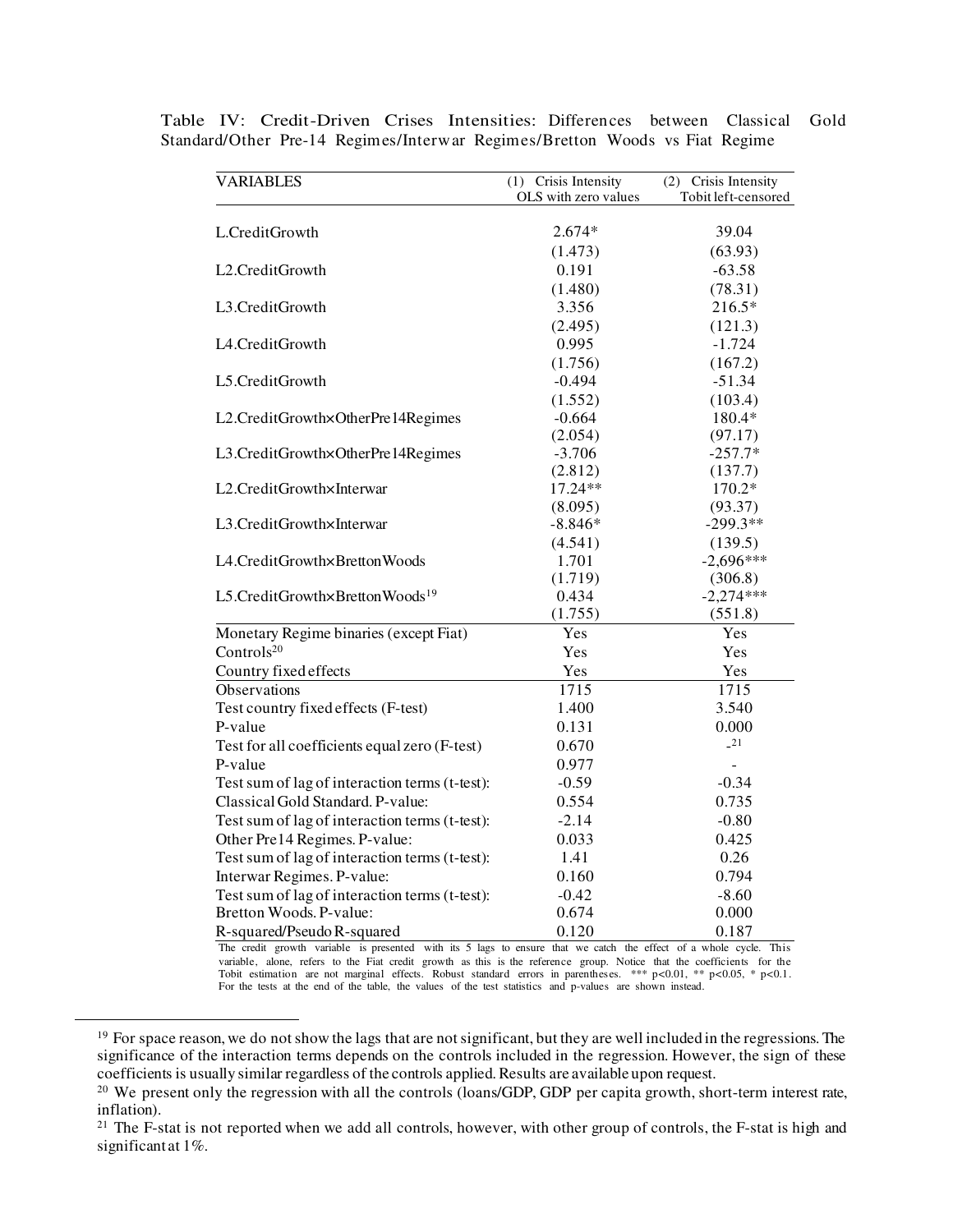Table IV: Credit-Driven Crises Intensities: Differences between Classical Gold Standard/Other Pre-14 Regimes/Interwar Regimes/Bretton Woods vs Fiat Regime

| VARIABLES | (1) Crisis Intensity OLS with zero values | (2) Crisis Intensity Tobit left-censored |
|---|---|---|
| L.CreditGrowth | 2.674* | 39.04 |
| | (1.473) | (63.93) |
| L2.CreditGrowth | 0.191 | -63.58 |
| | (1.480) | (78.31) |
| L3.CreditGrowth | 3.356 | 216.5* |
| | (2.495) | (121.3) |
| L4.CreditGrowth | 0.995 | -1.724 |
| | (1.756) | (167.2) |
| L5.CreditGrowth | -0.494 | -51.34 |
| | (1.552) | (103.4) |
| L2.CreditGrowth×OtherPre14Regimes | -0.664 | 180.4* |
| | (2.054) | (97.17) |
| L3.CreditGrowth×OtherPre14Regimes | -3.706 | -257.7* |
| | (2.812) | (137.7) |
| L2.CreditGrowth×Interwar | 17.24** | 170.2* |
| | (8.095) | (93.37) |
| L3.CreditGrowth×Interwar | -8.846* | -299.3** |
| | (4.541) | (139.5) |
| L4.CreditGrowth×BrettonWoods | 1.701 | -2,696*** |
| | (1.719) | (306.8) |
| L5.CreditGrowth×BrettonWoods[19] | 0.434 | -2,274*** |
| | (1.755) | (551.8) |
| Monetary Regime binaries (except Fiat) | Yes | Yes |
| Controls[20] | Yes | Yes |
| Country fixed effects | Yes | Yes |
| Observations | 1715 | 1715 |
| Test country fixed effects (F-test) | 1.400 | 3.540 |
| P-value | 0.131 | 0.000 |
| Test for all coefficients equal zero (F-test) | 0.670 | -[21] |
| P-value | 0.977 | - |
| Test sum of lag of interaction terms (t-test): | -0.59 | -0.34 |
| Classical Gold Standard. P-value: | 0.554 | 0.735 |
| Test sum of lag of interaction terms (t-test): | -2.14 | -0.80 |
| Other Pre14 Regimes. P-value: | 0.033 | 0.425 |
| Test sum of lag of interaction terms (t-test): | 1.41 | 0.26 |
| Interwar Regimes. P-value: | 0.160 | 0.794 |
| Test sum of lag of interaction terms (t-test): | -0.42 | -8.60 |
| Bretton Woods. P-value: | 0.674 | 0.000 |
| R-squared/Pseudo R-squared | 0.120 | 0.187 |

The credit growth variable is presented with its 5 lags to ensure that we catch the effect of a whole cycle. This variable, alone, refers to the Fiat credit growth as this is the reference group. Notice that the coefficients for the Tobit estimation are not marginal effects. Robust standard errors in parentheses. *** p<0.01, ** p<0.05, * p<0.1. For the tests at the end of the table, the values of the test statistics and p-values are shown instead.

[19] For space reason, we do not show the lags that are not significant, but they are well included in the regressions. The significance of the interaction terms depends on the controls included in the regression. However, the sign of these coefficients is usually similar regardless of the controls applied. Results are available upon request.

[20] We present only the regression with all the controls (loans/GDP, GDP per capita growth, short-term interest rate, inflation).

[21] The F-stat is not reported when we add all controls, however, with other group of controls, the F-stat is high and significant at 1%.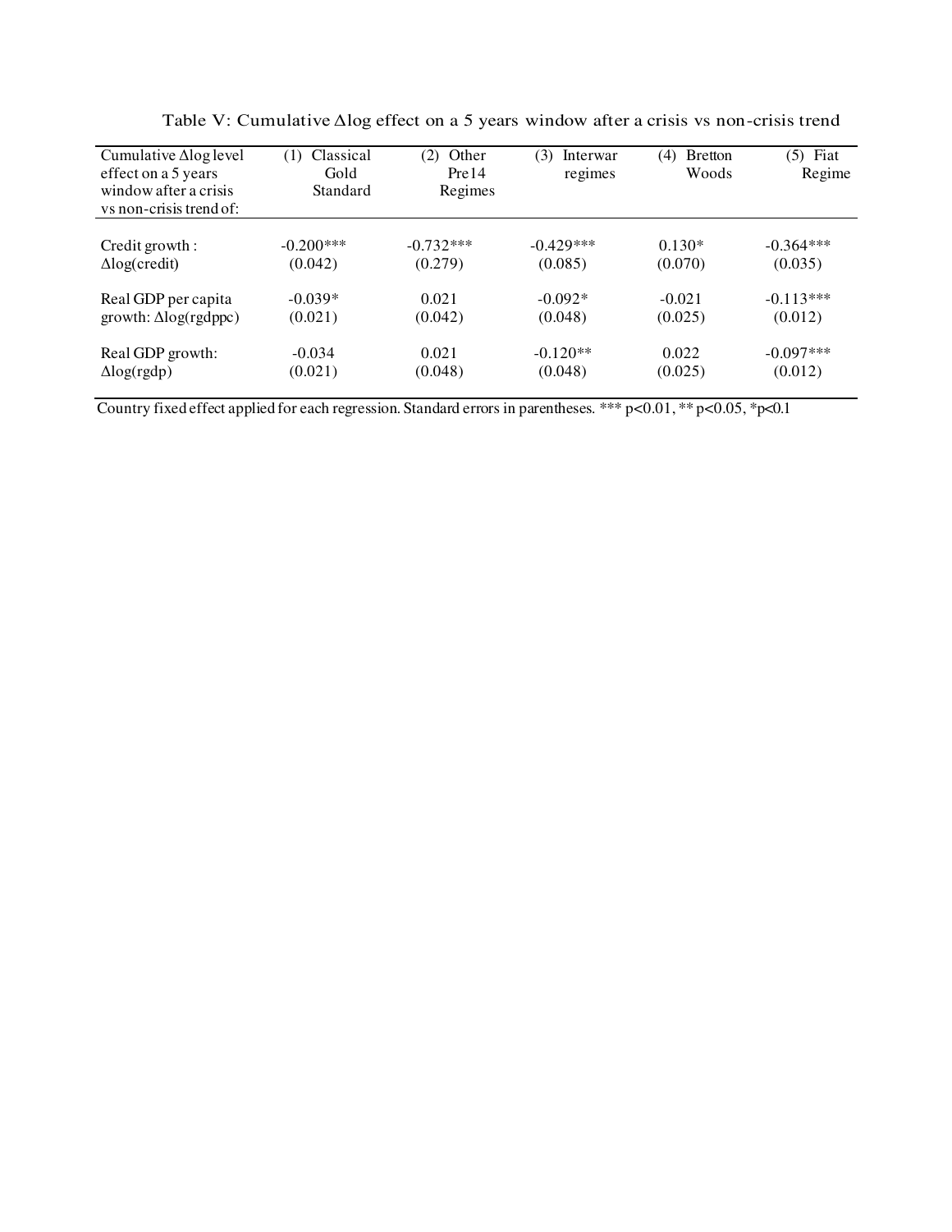Table V: Cumulative $\Delta$log effect on a 5 years window after a crisis vs non-crisis trend

| Cumulative $\Delta$log level effect on a 5 years window after a crisis vs non-crisis trend of: | (1) Classical Gold Standard | (2) Other Pre14 Regimes | (3) Interwar regimes | (4) Bretton Woods | (5) Fiat Regime |
|---|---|---|---|---|---|
| Credit growth : $\Delta$log(credit) | -0.200*** | -0.732*** | -0.429*** | 0.130* | -0.364*** |
| | (0.042) | (0.279) | (0.085) | (0.070) | (0.035) |
| Real GDP per capita growth: $\Delta$log(rgdppc) | -0.039* | 0.021 | -0.092* | -0.021 | -0.113*** |
| | (0.021) | (0.042) | (0.048) | (0.025) | (0.012) |
| Real GDP growth: $\Delta$log(rgdp) | -0.034 | 0.021 | -0.120** | 0.022 | -0.097*** |
| | (0.021) | (0.048) | (0.048) | (0.025) | (0.012) |

Country fixed effect applied for each regression. Standard errors in parentheses. *** $p<0.01$, ** $p<0.05$, * $p<0.1$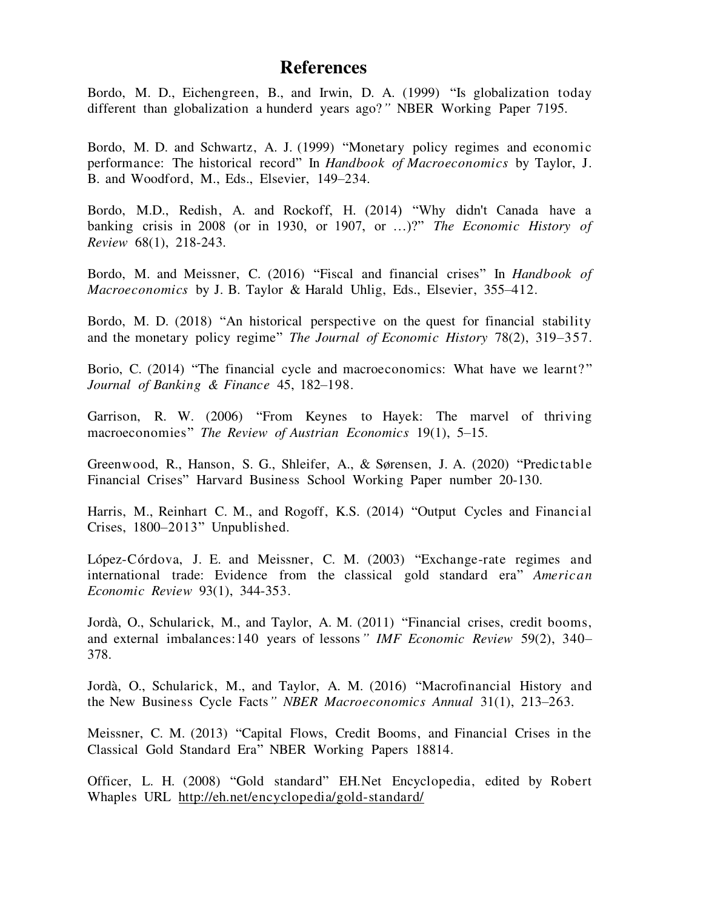# References

Bordo, M. D., Eichengreen, B., and Irwin, D. A. (1999) "Is globalization today different than globalization a hunderd years ago?" NBER Working Paper 7195.

Bordo, M. D. and Schwartz, A. J. (1999) "Monetary policy regimes and economic performance: The historical record" In *Handbook of Macroeconomics* by Taylor, J. B. and Woodford, M., Eds., Elsevier, 149–234.

Bordo, M.D., Redish, A. and Rockoff, H. (2014) "Why didn't Canada have a banking crisis in 2008 (or in 1930, or 1907, or …)?" *The Economic History of Review* 68(1), 218-243.

Bordo, M. and Meissner, C. (2016) "Fiscal and financial crises" In *Handbook of Macroeconomics* by J. B. Taylor & Harald Uhlig, Eds., Elsevier, 355–412.

Bordo, M. D. (2018) "An historical perspective on the quest for financial stability and the monetary policy regime" *The Journal of Economic History* 78(2), 319–357.

Borio, C. (2014) "The financial cycle and macroeconomics: What have we learnt?" *Journal of Banking & Finance* 45, 182–198.

Garrison, R. W. (2006) "From Keynes to Hayek: The marvel of thriving macroeconomies" *The Review of Austrian Economics* 19(1), 5–15.

Greenwood, R., Hanson, S. G., Shleifer, A., & Sørensen, J. A. (2020) "Predictable Financial Crises" Harvard Business School Working Paper number 20-130.

Harris, M., Reinhart C. M., and Rogoff, K.S. (2014) "Output Cycles and Financial Crises, 1800–2013" Unpublished.

López-Córdova, J. E. and Meissner, C. M. (2003) "Exchange-rate regimes and international trade: Evidence from the classical gold standard era" *American Economic Review* 93(1), 344-353.

Jordà, O., Schularick, M., and Taylor, A. M. (2011) "Financial crises, credit booms, and external imbalances:140 years of lessons" *IMF Economic Review* 59(2), 340–378.

Jordà, O., Schularick, M., and Taylor, A. M. (2016) "Macrofinancial History and the New Business Cycle Facts" *NBER Macroeconomics Annual* 31(1), 213–263.

Meissner, C. M. (2013) "Capital Flows, Credit Booms, and Financial Crises in the Classical Gold Standard Era" NBER Working Papers 18814.

Officer, L. H. (2008) "Gold standard" EH.Net Encyclopedia, edited by Robert Whaples URL http://eh.net/encyclopedia/gold-standard/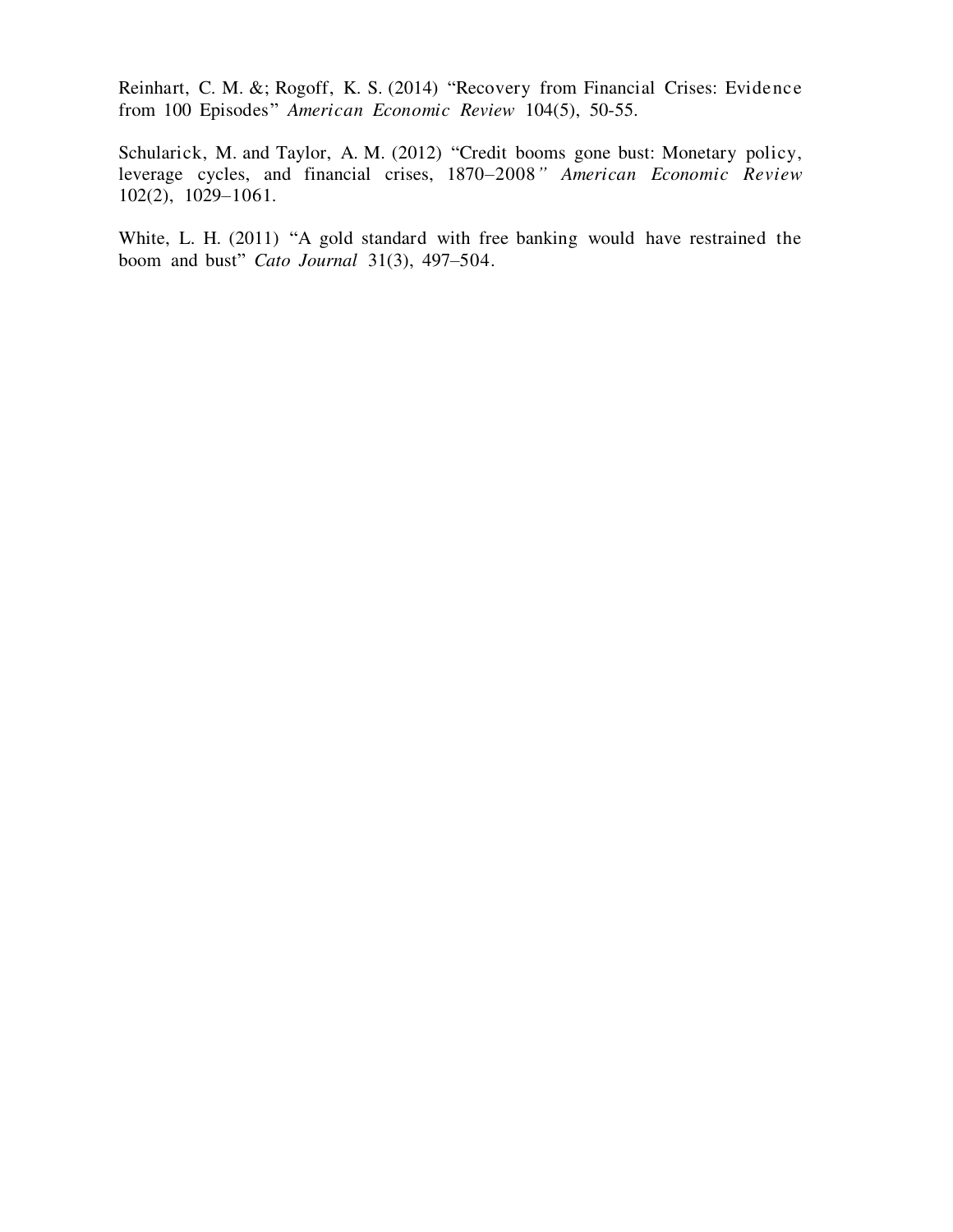Reinhart, C. M. &; Rogoff, K. S. (2014) "Recovery from Financial Crises: Evidence from 100 Episodes" *American Economic Review* 104(5), 50-55.

Schularick, M. and Taylor, A. M. (2012) "Credit booms gone bust: Monetary policy, leverage cycles, and financial crises, 1870–2008" *American Economic Review* 102(2), 1029–1061.

White, L. H. (2011) "A gold standard with free banking would have restrained the boom and bust" *Cato Journal* 31(3), 497–504.